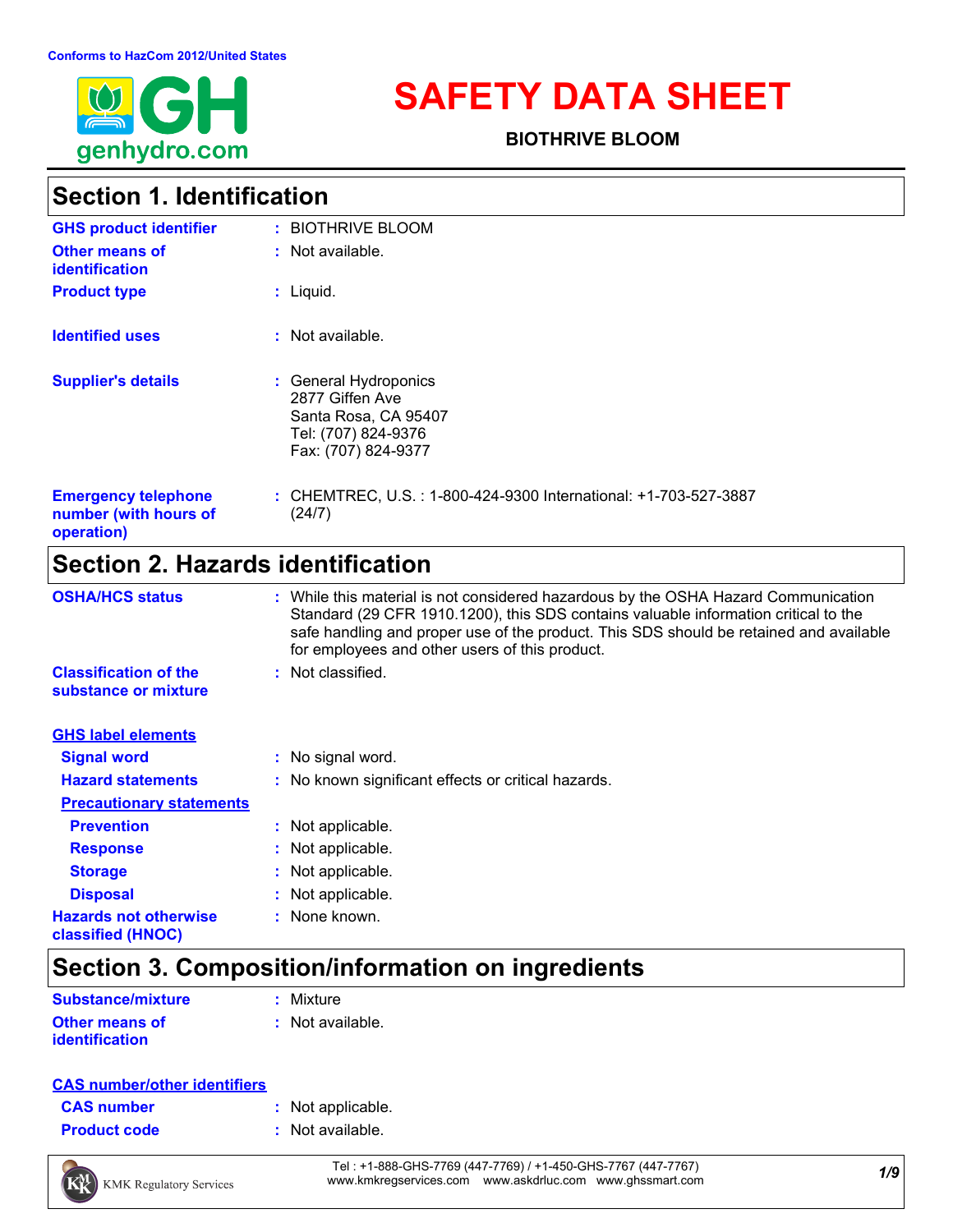Conforms to HazCom 2012/United States

# SAFETY DATA SHEET

**BIOTHRIVE BLOOM**

## Section 1. Identification

**GHS product identifier** : BIOTHRIVE BLOOM

**Other means of identification** : Not available.

**Product type** : Liquid.

**Identified uses** : Not available.

**Supplier's details** : General Hydroponics
2877 Giffen Ave
Santa Rosa, CA 95407
Tel: (707) 824-9376
Fax: (707) 824-9377

**Emergency telephone number (with hours of operation)** : CHEMTREC, U.S. : 1-800-424-9300 International: +1-703-527-3887 (24/7)

## Section 2. Hazards identification

**OSHA/HCS status** : While this material is not considered hazardous by the OSHA Hazard Communication Standard (29 CFR 1910.1200), this SDS contains valuable information critical to the safe handling and proper use of the product. This SDS should be retained and available for employees and other users of this product.

**Classification of the substance or mixture** : Not classified.

### GHS label elements

**Signal word** : No signal word.

**Hazard statements** : No known significant effects or critical hazards.

#### Precautionary statements

**Prevention** : Not applicable.

**Response** : Not applicable.

**Storage** : Not applicable.

**Disposal** : Not applicable.

**Hazards not otherwise classified (HNOC)** : None known.

## Section 3. Composition/information on ingredients

**Substance/mixture** : Mixture

**Other means of identification** : Not available.

### CAS number/other identifiers

**CAS number** : Not applicable.

**Product code** : Not available.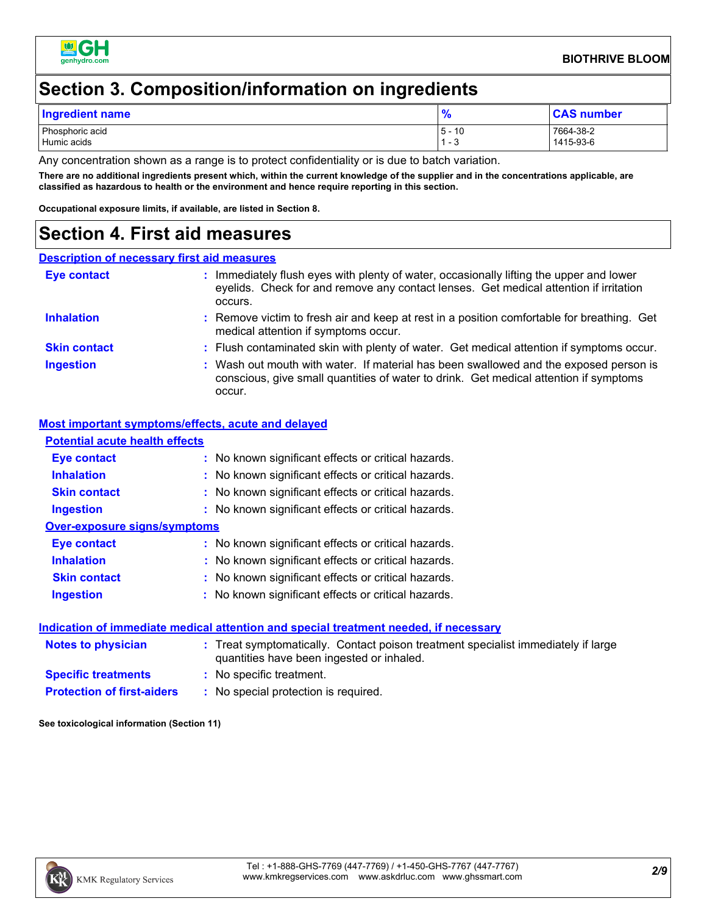## Section 3. Composition/information on ingredients

| Ingredient name | % | CAS number |
|---|---|---|
| Phosphoric acid | 5 - 10 | 7664-38-2 |
| Humic acids | 1 - 3 | 1415-93-6 |

Any concentration shown as a range is to protect confidentiality or is due to batch variation.

**There are no additional ingredients present which, within the current knowledge of the supplier and in the concentrations applicable, are classified as hazardous to health or the environment and hence require reporting in this section.**

**Occupational exposure limits, if available, are listed in Section 8.**

## Section 4. First aid measures

### Description of necessary first aid measures

**Eye contact** : Immediately flush eyes with plenty of water, occasionally lifting the upper and lower eyelids. Check for and remove any contact lenses. Get medical attention if irritation occurs.

**Inhalation** : Remove victim to fresh air and keep at rest in a position comfortable for breathing. Get medical attention if symptoms occur.

**Skin contact** : Flush contaminated skin with plenty of water. Get medical attention if symptoms occur.

**Ingestion** : Wash out mouth with water. If material has been swallowed and the exposed person is conscious, give small quantities of water to drink. Get medical attention if symptoms occur.

### Most important symptoms/effects, acute and delayed

#### Potential acute health effects

**Eye contact** : No known significant effects or critical hazards.

**Inhalation** : No known significant effects or critical hazards.

**Skin contact** : No known significant effects or critical hazards.

**Ingestion** : No known significant effects or critical hazards.

#### Over-exposure signs/symptoms

**Eye contact** : No known significant effects or critical hazards.

**Inhalation** : No known significant effects or critical hazards.

**Skin contact** : No known significant effects or critical hazards.

**Ingestion** : No known significant effects or critical hazards.

### Indication of immediate medical attention and special treatment needed, if necessary

**Notes to physician** : Treat symptomatically. Contact poison treatment specialist immediately if large quantities have been ingested or inhaled.

**Specific treatments** : No specific treatment.

**Protection of first-aiders** : No special protection is required.

**See toxicological information (Section 11)**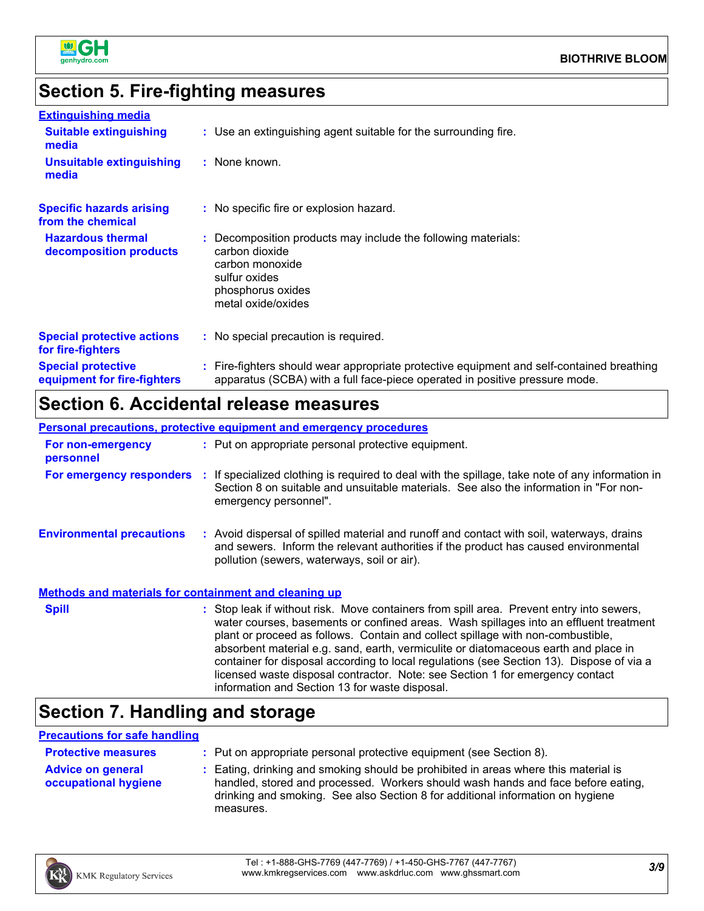## Section 5. Fire-fighting measures

**Extinguishing media**

**Suitable extinguishing media** : Use an extinguishing agent suitable for the surrounding fire.

**Unsuitable extinguishing media** : None known.

**Specific hazards arising from the chemical** : No specific fire or explosion hazard.

**Hazardous thermal decomposition products** : Decomposition products may include the following materials:
carbon dioxide
carbon monoxide
sulfur oxides
phosphorus oxides
metal oxide/oxides

**Special protective actions for fire-fighters** : No special precaution is required.

**Special protective equipment for fire-fighters** : Fire-fighters should wear appropriate protective equipment and self-contained breathing apparatus (SCBA) with a full face-piece operated in positive pressure mode.

## Section 6. Accidental release measures

**Personal precautions, protective equipment and emergency procedures**

**For non-emergency personnel** : Put on appropriate personal protective equipment.

**For emergency responders** : If specialized clothing is required to deal with the spillage, take note of any information in Section 8 on suitable and unsuitable materials. See also the information in "For non-emergency personnel".

**Environmental precautions** : Avoid dispersal of spilled material and runoff and contact with soil, waterways, drains and sewers. Inform the relevant authorities if the product has caused environmental pollution (sewers, waterways, soil or air).

**Methods and materials for containment and cleaning up**

**Spill** : Stop leak if without risk. Move containers from spill area. Prevent entry into sewers, water courses, basements or confined areas. Wash spillages into an effluent treatment plant or proceed as follows. Contain and collect spillage with non-combustible, absorbent material e.g. sand, earth, vermiculite or diatomaceous earth and place in container for disposal according to local regulations (see Section 13). Dispose of via a licensed waste disposal contractor. Note: see Section 1 for emergency contact information and Section 13 for waste disposal.

## Section 7. Handling and storage

**Precautions for safe handling**

**Protective measures** : Put on appropriate personal protective equipment (see Section 8).

**Advice on general occupational hygiene** : Eating, drinking and smoking should be prohibited in areas where this material is handled, stored and processed. Workers should wash hands and face before eating, drinking and smoking. See also Section 8 for additional information on hygiene measures.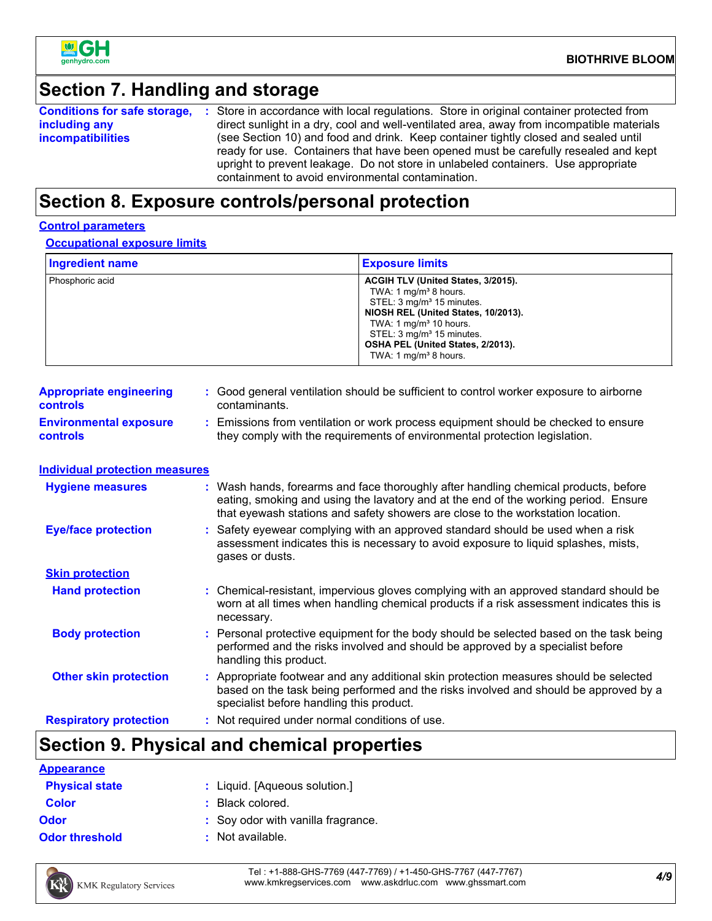## Section 7. Handling and storage

**Conditions for safe storage, including any incompatibilities** : Store in accordance with local regulations. Store in original container protected from direct sunlight in a dry, cool and well-ventilated area, away from incompatible materials (see Section 10) and food and drink. Keep container tightly closed and sealed until ready for use. Containers that have been opened must be carefully resealed and kept upright to prevent leakage. Do not store in unlabeled containers. Use appropriate containment to avoid environmental contamination.

## Section 8. Exposure controls/personal protection

### Control parameters

#### Occupational exposure limits

| Ingredient name | Exposure limits |
|---|---|
| Phosphoric acid | **ACGIH TLV (United States, 3/2015).**<br>TWA: 1 mg/m³ 8 hours.<br>STEL: 3 mg/m³ 15 minutes.<br>**NIOSH REL (United States, 10/2013).**<br>TWA: 1 mg/m³ 10 hours.<br>STEL: 3 mg/m³ 15 minutes.<br>**OSHA PEL (United States, 2/2013).**<br>TWA: 1 mg/m³ 8 hours. |

**Appropriate engineering controls** : Good general ventilation should be sufficient to control worker exposure to airborne contaminants.

**Environmental exposure controls** : Emissions from ventilation or work process equipment should be checked to ensure they comply with the requirements of environmental protection legislation.

### Individual protection measures

**Hygiene measures** : Wash hands, forearms and face thoroughly after handling chemical products, before eating, smoking and using the lavatory and at the end of the working period. Ensure that eyewash stations and safety showers are close to the workstation location.

**Eye/face protection** : Safety eyewear complying with an approved standard should be used when a risk assessment indicates this is necessary to avoid exposure to liquid splashes, mists, gases or dusts.

#### Skin protection

**Hand protection** : Chemical-resistant, impervious gloves complying with an approved standard should be worn at all times when handling chemical products if a risk assessment indicates this is necessary.

**Body protection** : Personal protective equipment for the body should be selected based on the task being performed and the risks involved and should be approved by a specialist before handling this product.

**Other skin protection** : Appropriate footwear and any additional skin protection measures should be selected based on the task being performed and the risks involved and should be approved by a specialist before handling this product.

**Respiratory protection** : Not required under normal conditions of use.

## Section 9. Physical and chemical properties

### Appearance

**Physical state** : Liquid. [Aqueous solution.]

**Color** : Black colored.

**Odor** : Soy odor with vanilla fragrance.

**Odor threshold** : Not available.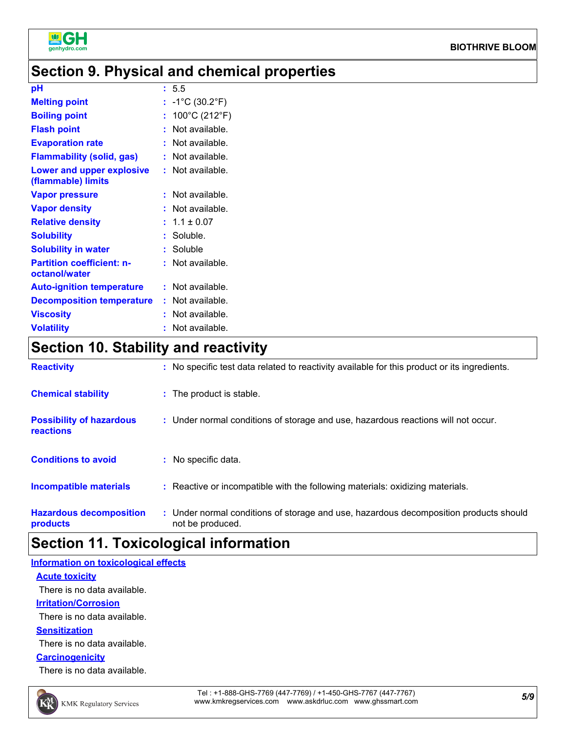## Section 9. Physical and chemical properties

| Property | Value |
| --- | --- |
| **pH** | 5.5 |
| **Melting point** | -1°C (30.2°F) |
| **Boiling point** | 100°C (212°F) |
| **Flash point** | Not available. |
| **Evaporation rate** | Not available. |
| **Flammability (solid, gas)** | Not available. |
| **Lower and upper explosive (flammable) limits** | Not available. |
| **Vapor pressure** | Not available. |
| **Vapor density** | Not available. |
| **Relative density** | 1.1 ± 0.07 |
| **Solubility** | Soluble. |
| **Solubility in water** | Soluble |
| **Partition coefficient: n-octanol/water** | Not available. |
| **Auto-ignition temperature** | Not available. |
| **Decomposition temperature** | Not available. |
| **Viscosity** | Not available. |
| **Volatility** | Not available. |

## Section 10. Stability and reactivity

| Property | Value |
| --- | --- |
| **Reactivity** | No specific test data related to reactivity available for this product or its ingredients. |
| **Chemical stability** | The product is stable. |
| **Possibility of hazardous reactions** | Under normal conditions of storage and use, hazardous reactions will not occur. |
| **Conditions to avoid** | No specific data. |
| **Incompatible materials** | Reactive or incompatible with the following materials: oxidizing materials. |
| **Hazardous decomposition products** | Under normal conditions of storage and use, hazardous decomposition products should not be produced. |

## Section 11. Toxicological information

### Information on toxicological effects

**Acute toxicity**

There is no data available.

**Irritation/Corrosion**

There is no data available.

**Sensitization**

There is no data available.

**Carcinogenicity**

There is no data available.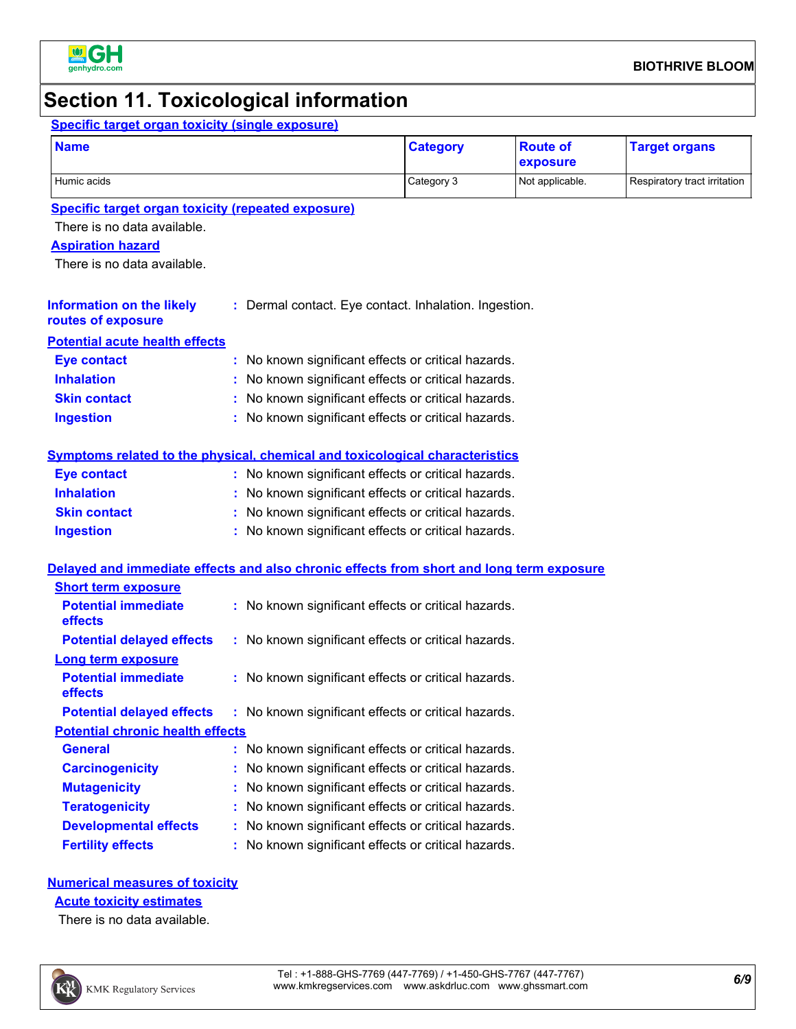## Section 11. Toxicological information

### Specific target organ toxicity (single exposure)

| Name | Category | Route of exposure | Target organs |
|---|---|---|---|
| Humic acids | Category 3 | Not applicable. | Respiratory tract irritation |

### Specific target organ toxicity (repeated exposure)

There is no data available.

### Aspiration hazard

There is no data available.

**Information on the likely routes of exposure** : Dermal contact. Eye contact. Inhalation. Ingestion.

### Potential acute health effects

**Eye contact** : No known significant effects or critical hazards.

**Inhalation** : No known significant effects or critical hazards.

**Skin contact** : No known significant effects or critical hazards.

**Ingestion** : No known significant effects or critical hazards.

### Symptoms related to the physical, chemical and toxicological characteristics

**Eye contact** : No known significant effects or critical hazards.

**Inhalation** : No known significant effects or critical hazards.

**Skin contact** : No known significant effects or critical hazards.

**Ingestion** : No known significant effects or critical hazards.

### Delayed and immediate effects and also chronic effects from short and long term exposure

#### Short term exposure

**Potential immediate effects** : No known significant effects or critical hazards.

**Potential delayed effects** : No known significant effects or critical hazards.

#### Long term exposure

**Potential immediate effects** : No known significant effects or critical hazards.

**Potential delayed effects** : No known significant effects or critical hazards.

#### Potential chronic health effects

**General** : No known significant effects or critical hazards.

**Carcinogenicity** : No known significant effects or critical hazards.

**Mutagenicity** : No known significant effects or critical hazards.

**Teratogenicity** : No known significant effects or critical hazards.

**Developmental effects** : No known significant effects or critical hazards.

**Fertility effects** : No known significant effects or critical hazards.

### Numerical measures of toxicity

#### Acute toxicity estimates

There is no data available.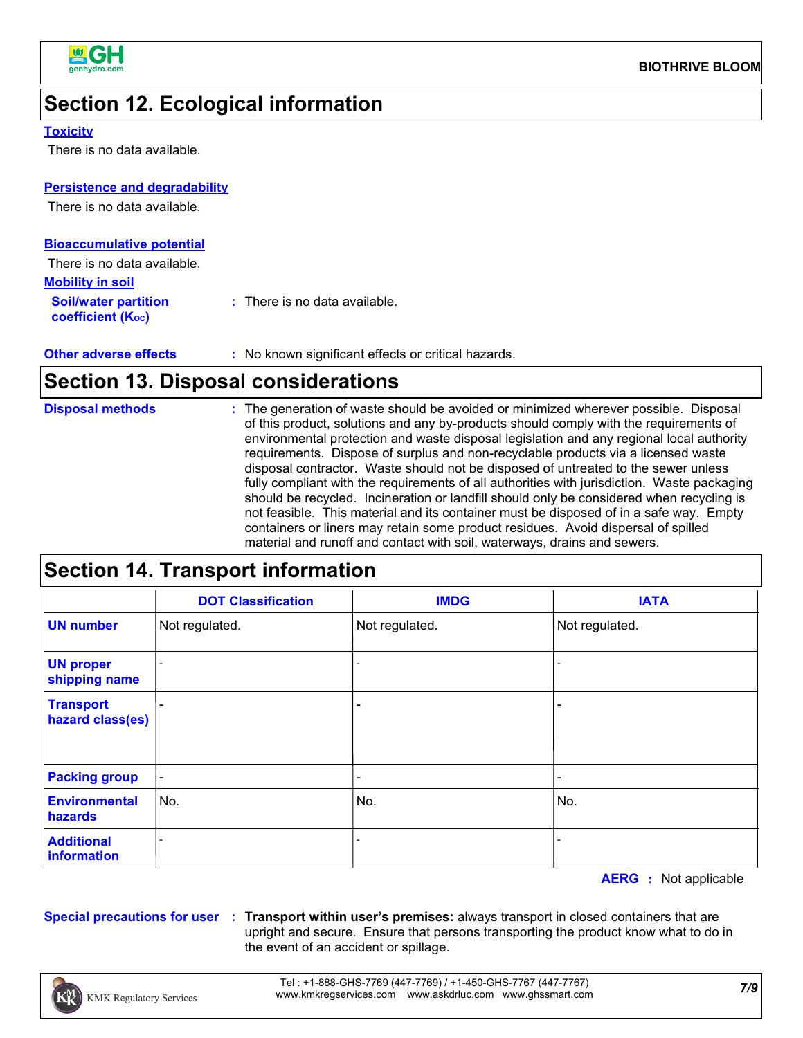## Section 12. Ecological information

### Toxicity

There is no data available.

### Persistence and degradability

There is no data available.

### Bioaccumulative potential

There is no data available.

### Mobility in soil

**Soil/water partition coefficient ($K_{OC}$)** : There is no data available.

**Other adverse effects** : No known significant effects or critical hazards.

## Section 13. Disposal considerations

**Disposal methods** : The generation of waste should be avoided or minimized wherever possible. Disposal of this product, solutions and any by-products should comply with the requirements of environmental protection and waste disposal legislation and any regional local authority requirements. Dispose of surplus and non-recyclable products via a licensed waste disposal contractor. Waste should not be disposed of untreated to the sewer unless fully compliant with the requirements of all authorities with jurisdiction. Waste packaging should be recycled. Incineration or landfill should only be considered when recycling is not feasible. This material and its container must be disposed of in a safe way. Empty containers or liners may retain some product residues. Avoid dispersal of spilled material and runoff and contact with soil, waterways, drains and sewers.

## Section 14. Transport information

| | DOT Classification | IMDG | IATA |
|---|---|---|---|
| UN number | Not regulated. | Not regulated. | Not regulated. |
| UN proper shipping name | - | - | - |
| Transport hazard class(es) | - | - | - |
| Packing group | - | - | - |
| Environmental hazards | No. | No. | No. |
| Additional information | - | - | - |

**AERG** : Not applicable

**Special precautions for user** : **Transport within user's premises:** always transport in closed containers that are upright and secure. Ensure that persons transporting the product know what to do in the event of an accident or spillage.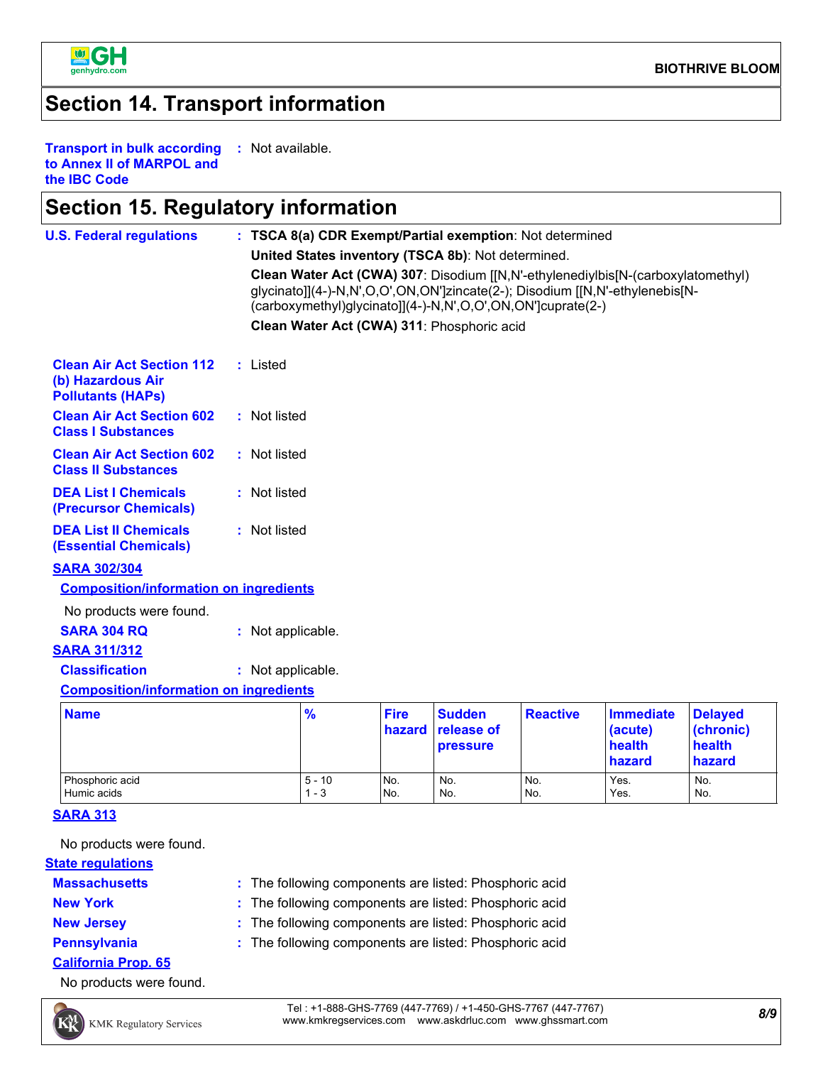## Section 14. Transport information

**Transport in bulk according to Annex II of MARPOL and the IBC Code** : Not available.

## Section 15. Regulatory information

**U.S. Federal regulations** : **TSCA 8(a) CDR Exempt/Partial exemption**: Not determined

**United States inventory (TSCA 8b)**: Not determined.

**Clean Water Act (CWA) 307**: Disodium [[N,N'-ethylenediylbis[N-(carboxylatomethyl) glycinato]](4-)-N,N',O,O',ON,ON']zincate(2-); Disodium [[N,N'-ethylenebis[N-(carboxymethyl)glycinato]](4-)-N,N',O,O',ON,ON']cuprate(2-)

**Clean Water Act (CWA) 311**: Phosphoric acid

**Clean Air Act Section 112 (b) Hazardous Air Pollutants (HAPs)** : Listed

**Clean Air Act Section 602 Class I Substances** : Not listed

**Clean Air Act Section 602 Class II Substances** : Not listed

**DEA List I Chemicals (Precursor Chemicals)** : Not listed

**DEA List II Chemicals (Essential Chemicals)** : Not listed

**SARA 302/304**

**Composition/information on ingredients**

No products were found.

**SARA 304 RQ** : Not applicable.

**SARA 311/312**

**Classification** : Not applicable.

**Composition/information on ingredients**

| Name | % | Fire hazard | Sudden release of pressure | Reactive | Immediate (acute) health hazard | Delayed (chronic) health hazard |
|---|---|---|---|---|---|---|
| Phosphoric acid | 5 - 10 | No. | No. | No. | Yes. | No. |
| Humic acids | 1 - 3 | No. | No. | No. | Yes. | No. |

**SARA 313**

No products were found.

**State regulations**

**Massachusetts** : The following components are listed: Phosphoric acid

**New York** : The following components are listed: Phosphoric acid

**New Jersey** : The following components are listed: Phosphoric acid

**Pennsylvania** : The following components are listed: Phosphoric acid

**California Prop. 65**

No products were found.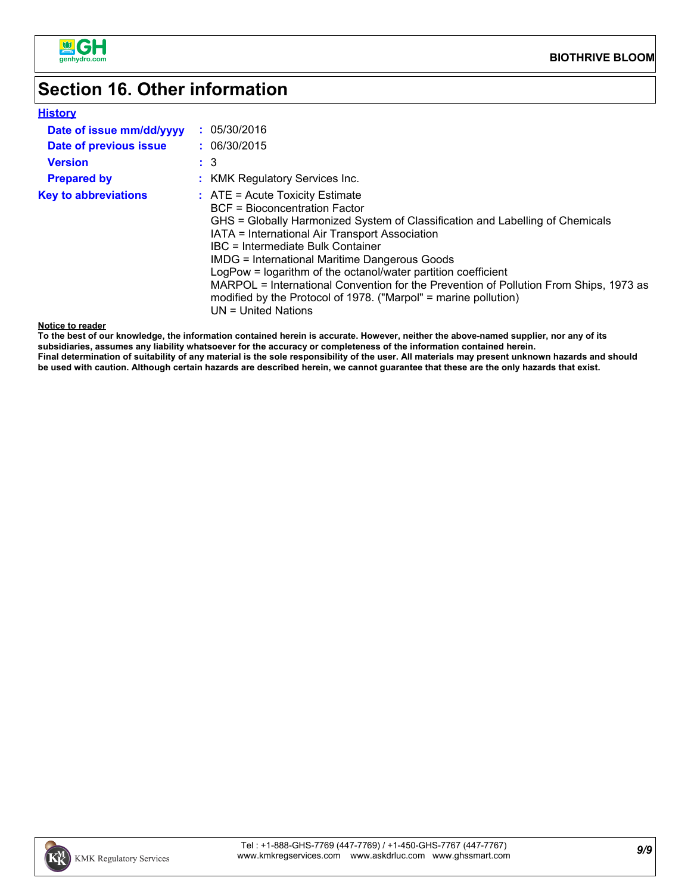## Section 16. Other information

**History**

| | |
|---|---|
| **Date of issue mm/dd/yyyy** | : 05/30/2016 |
| **Date of previous issue** | : 06/30/2015 |
| **Version** | : 3 |
| **Prepared by** | : KMK Regulatory Services Inc. |

**Key to abbreviations** :
ATE = Acute Toxicity Estimate
BCF = Bioconcentration Factor
GHS = Globally Harmonized System of Classification and Labelling of Chemicals
IATA = International Air Transport Association
IBC = Intermediate Bulk Container
IMDG = International Maritime Dangerous Goods
LogPow = logarithm of the octanol/water partition coefficient
MARPOL = International Convention for the Prevention of Pollution From Ships, 1973 as modified by the Protocol of 1978. ("Marpol" = marine pollution)
UN = United Nations

**Notice to reader**

**To the best of our knowledge, the information contained herein is accurate. However, neither the above-named supplier, nor any of its subsidiaries, assumes any liability whatsoever for the accuracy or completeness of the information contained herein.**
**Final determination of suitability of any material is the sole responsibility of the user. All materials may present unknown hazards and should be used with caution. Although certain hazards are described herein, we cannot guarantee that these are the only hazards that exist.**